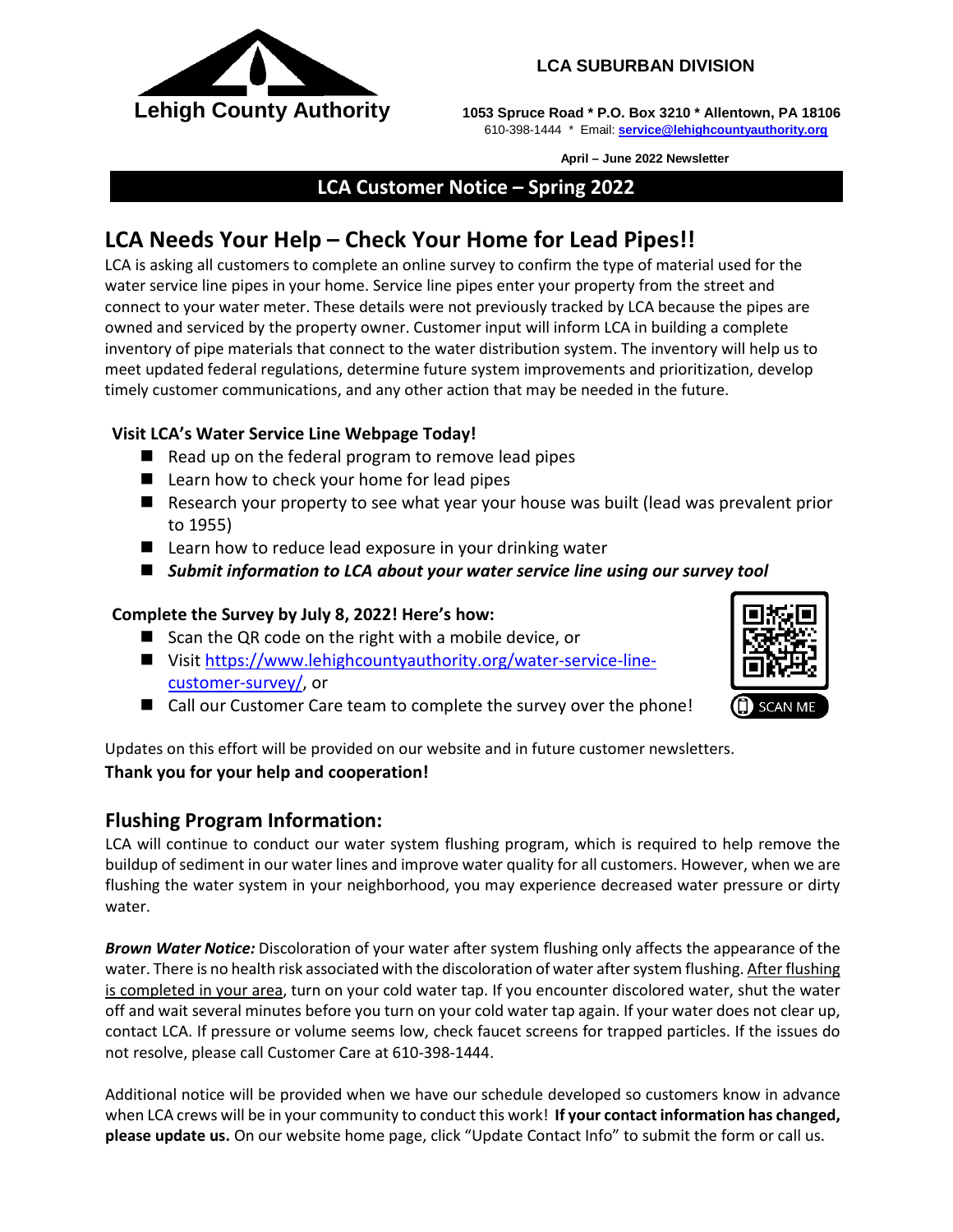**Lehigh County Authority**

**LCA SUBURBAN DIVISION**

**1053 Spruce Road * P.O. Box 3210 * Allentown, PA 18106**
610-398-1444 * Email: **service@lehighcountyauthority.org**

**April – June 2022 Newsletter**

## LCA Customer Notice – Spring 2022

# LCA Needs Your Help – Check Your Home for Lead Pipes!!

LCA is asking all customers to complete an online survey to confirm the type of material used for the water service line pipes in your home. Service line pipes enter your property from the street and connect to your water meter. These details were not previously tracked by LCA because the pipes are owned and serviced by the property owner. Customer input will inform LCA in building a complete inventory of pipe materials that connect to the water distribution system. The inventory will help us to meet updated federal regulations, determine future system improvements and prioritization, develop timely customer communications, and any other action that may be needed in the future.

**Visit LCA's Water Service Line Webpage Today!**

- Read up on the federal program to remove lead pipes
- Learn how to check your home for lead pipes
- Research your property to see what year your house was built (lead was prevalent prior to 1955)
- Learn how to reduce lead exposure in your drinking water
- ***Submit information to LCA about your water service line using our survey tool***

**Complete the Survey by July 8, 2022! Here's how:**

- Scan the QR code on the right with a mobile device, or
- Visit https://www.lehighcountyauthority.org/water-service-line-customer-survey/, or
- Call our Customer Care team to complete the survey over the phone!

SCAN ME

Updates on this effort will be provided on our website and in future customer newsletters.
**Thank you for your help and cooperation!**

## Flushing Program Information:

LCA will continue to conduct our water system flushing program, which is required to help remove the buildup of sediment in our water lines and improve water quality for all customers. However, when we are flushing the water system in your neighborhood, you may experience decreased water pressure or dirty water.

***Brown Water Notice:*** Discoloration of your water after system flushing only affects the appearance of the water. There is no health risk associated with the discoloration of water after system flushing. After flushing is completed in your area, turn on your cold water tap. If you encounter discolored water, shut the water off and wait several minutes before you turn on your cold water tap again. If your water does not clear up, contact LCA. If pressure or volume seems low, check faucet screens for trapped particles. If the issues do not resolve, please call Customer Care at 610-398-1444.

Additional notice will be provided when we have our schedule developed so customers know in advance when LCA crews will be in your community to conduct this work! **If your contact information has changed, please update us.** On our website home page, click "Update Contact Info" to submit the form or call us.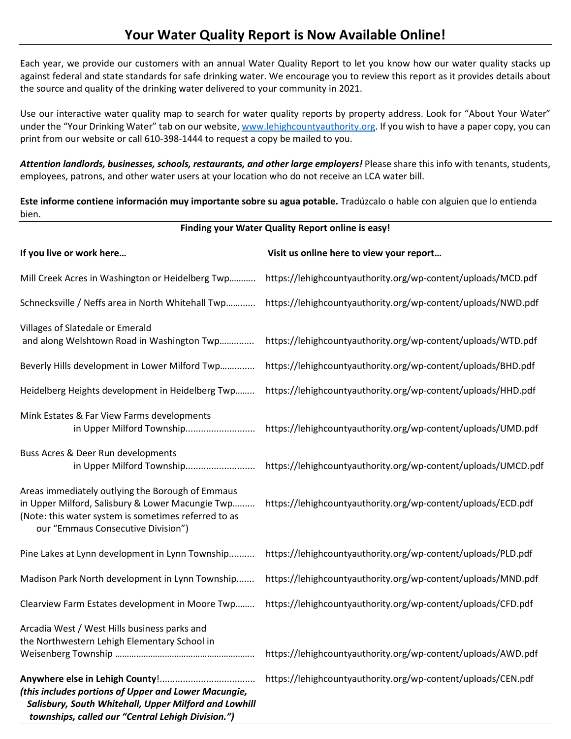# Your Water Quality Report is Now Available Online!

Each year, we provide our customers with an annual Water Quality Report to let you know how our water quality stacks up against federal and state standards for safe drinking water. We encourage you to review this report as it provides details about the source and quality of the drinking water delivered to your community in 2021.

Use our interactive water quality map to search for water quality reports by property address. Look for "About Your Water" under the "Your Drinking Water" tab on our website, www.lehighcountyauthority.org. If you wish to have a paper copy, you can print from our website or call 610-398-1444 to request a copy be mailed to you.

***Attention landlords, businesses, schools, restaurants, and other large employers!*** Please share this info with tenants, students, employees, patrons, and other water users at your location who do not receive an LCA water bill.

**Este informe contiene información muy importante sobre su agua potable.** Tradúzcalo o hable con alguien que lo entienda bien.

**Finding your Water Quality Report online is easy!**

| **If you live or work here…** | **Visit us online here to view your report…** |
|---|---|
| Mill Creek Acres in Washington or Heidelberg Twp……….. | https://lehighcountyauthority.org/wp-content/uploads/MCD.pdf |
| Schnecksville / Neffs area in North Whitehall Twp………... | https://lehighcountyauthority.org/wp-content/uploads/NWD.pdf |
| Villages of Slatedale or Emerald and along Welshtown Road in Washington Twp………….. | https://lehighcountyauthority.org/wp-content/uploads/WTD.pdf |
| Beverly Hills development in Lower Milford Twp………….. | https://lehighcountyauthority.org/wp-content/uploads/BHD.pdf |
| Heidelberg Heights development in Heidelberg Twp…….. | https://lehighcountyauthority.org/wp-content/uploads/HHD.pdf |
| Mink Estates & Far View Farms developments in Upper Milford Township.......................... | https://lehighcountyauthority.org/wp-content/uploads/UMD.pdf |
| Buss Acres & Deer Run developments in Upper Milford Township.......................... | https://lehighcountyauthority.org/wp-content/uploads/UMCD.pdf |
| Areas immediately outlying the Borough of Emmaus in Upper Milford, Salisbury & Lower Macungie Twp……... (Note: this water system is sometimes referred to as our "Emmaus Consecutive Division") | https://lehighcountyauthority.org/wp-content/uploads/ECD.pdf |
| Pine Lakes at Lynn development in Lynn Township.......... | https://lehighcountyauthority.org/wp-content/uploads/PLD.pdf |
| Madison Park North development in Lynn Township....... | https://lehighcountyauthority.org/wp-content/uploads/MND.pdf |
| Clearview Farm Estates development in Moore Twp…….. | https://lehighcountyauthority.org/wp-content/uploads/CFD.pdf |
| Arcadia West / West Hills business parks and the Northwestern Lehigh Elementary School in Weisenberg Township ……………………………………………….. | https://lehighcountyauthority.org/wp-content/uploads/AWD.pdf |
| **Anywhere else in Lehigh County**!.................................... ***(this includes portions of Upper and Lower Macungie, Salisbury, South Whitehall, Upper Milford and Lowhill townships, called our "Central Lehigh Division.")*** | https://lehighcountyauthority.org/wp-content/uploads/CEN.pdf |